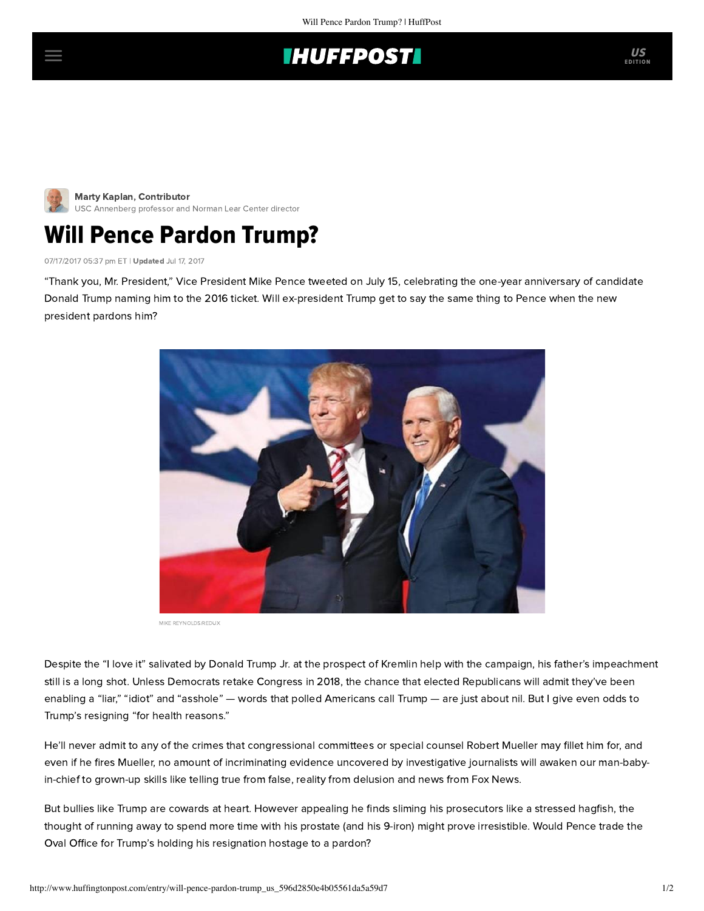Marty Kaplan, Contributor
USC Annenberg professor and Norman Lear Center director

# Will Pence Pardon Trump?

07/17/2017 05:37 pm ET | **Updated** Jul 17, 2017

“Thank you, Mr. President,” Vice President Mike Pence tweeted on July 15, celebrating the one-year anniversary of candidate Donald Trump naming him to the 2016 ticket. Will ex-president Trump get to say the same thing to Pence when the new president pardons him?

MIKE REYNOLDS/REDUX

Despite the “I love it” salivated by Donald Trump Jr. at the prospect of Kremlin help with the campaign, his father’s impeachment still is a long shot. Unless Democrats retake Congress in 2018, the chance that elected Republicans will admit they’ve been enabling a “liar,” “idiot” and “asshole” — words that polled Americans call Trump — are just about nil. But I give even odds to Trump’s resigning “for health reasons.”

He’ll never admit to any of the crimes that congressional committees or special counsel Robert Mueller may fillet him for, and even if he fires Mueller, no amount of incriminating evidence uncovered by investigative journalists will awaken our man-baby-in-chief to grown-up skills like telling true from false, reality from delusion and news from Fox News.

But bullies like Trump are cowards at heart. However appealing he finds sliming his prosecutors like a stressed hagfish, the thought of running away to spend more time with his prostate (and his 9-iron) might prove irresistible. Would Pence trade the Oval Office for Trump’s holding his resignation hostage to a pardon?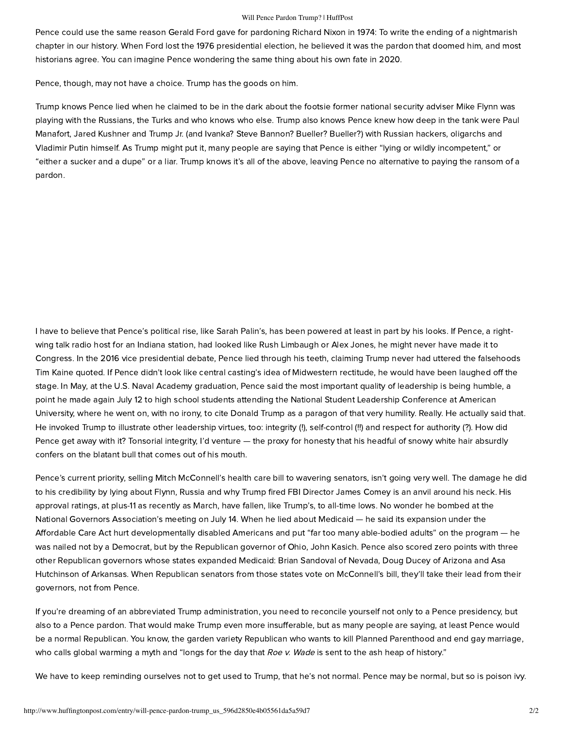Pence could use the same reason Gerald Ford gave for pardoning Richard Nixon in 1974: To write the ending of a nightmarish chapter in our history. When Ford lost the 1976 presidential election, he believed it was the pardon that doomed him, and most historians agree. You can imagine Pence wondering the same thing about his own fate in 2020.

Pence, though, may not have a choice. Trump has the goods on him.

Trump knows Pence lied when he claimed to be in the dark about the footsie former national security adviser Mike Flynn was playing with the Russians, the Turks and who knows who else. Trump also knows Pence knew how deep in the tank were Paul Manafort, Jared Kushner and Trump Jr. (and Ivanka? Steve Bannon? Bueller? Bueller?) with Russian hackers, oligarchs and Vladimir Putin himself. As Trump might put it, many people are saying that Pence is either "lying or wildly incompetent," or "either a sucker and a dupe" or a liar. Trump knows it's all of the above, leaving Pence no alternative to paying the ransom of a pardon.

I have to believe that Pence's political rise, like Sarah Palin's, has been powered at least in part by his looks. If Pence, a right-wing talk radio host for an Indiana station, had looked like Rush Limbaugh or Alex Jones, he might never have made it to Congress. In the 2016 vice presidential debate, Pence lied through his teeth, claiming Trump never had uttered the falsehoods Tim Kaine quoted. If Pence didn't look like central casting's idea of Midwestern rectitude, he would have been laughed off the stage. In May, at the U.S. Naval Academy graduation, Pence said the most important quality of leadership is being humble, a point he made again July 12 to high school students attending the National Student Leadership Conference at American University, where he went on, with no irony, to cite Donald Trump as a paragon of that very humility. Really. He actually said that. He invoked Trump to illustrate other leadership virtues, too: integrity (!), self-control (!!) and respect for authority (?). How did Pence get away with it? Tonsorial integrity, I'd venture — the proxy for honesty that his headful of snowy white hair absurdly confers on the blatant bull that comes out of his mouth.

Pence's current priority, selling Mitch McConnell's health care bill to wavering senators, isn't going very well. The damage he did to his credibility by lying about Flynn, Russia and why Trump fired FBI Director James Comey is an anvil around his neck. His approval ratings, at plus-11 as recently as March, have fallen, like Trump's, to all-time lows. No wonder he bombed at the National Governors Association's meeting on July 14. When he lied about Medicaid — he said its expansion under the Affordable Care Act hurt developmentally disabled Americans and put "far too many able-bodied adults" on the program — he was nailed not by a Democrat, but by the Republican governor of Ohio, John Kasich. Pence also scored zero points with three other Republican governors whose states expanded Medicaid: Brian Sandoval of Nevada, Doug Ducey of Arizona and Asa Hutchinson of Arkansas. When Republican senators from those states vote on McConnell's bill, they'll take their lead from their governors, not from Pence.

If you're dreaming of an abbreviated Trump administration, you need to reconcile yourself not only to a Pence presidency, but also to a Pence pardon. That would make Trump even more insufferable, but as many people are saying, at least Pence would be a normal Republican. You know, the garden variety Republican who wants to kill Planned Parenthood and end gay marriage, who calls global warming a myth and "longs for the day that *Roe v. Wade* is sent to the ash heap of history."

We have to keep reminding ourselves not to get used to Trump, that he's not normal. Pence may be normal, but so is poison ivy.